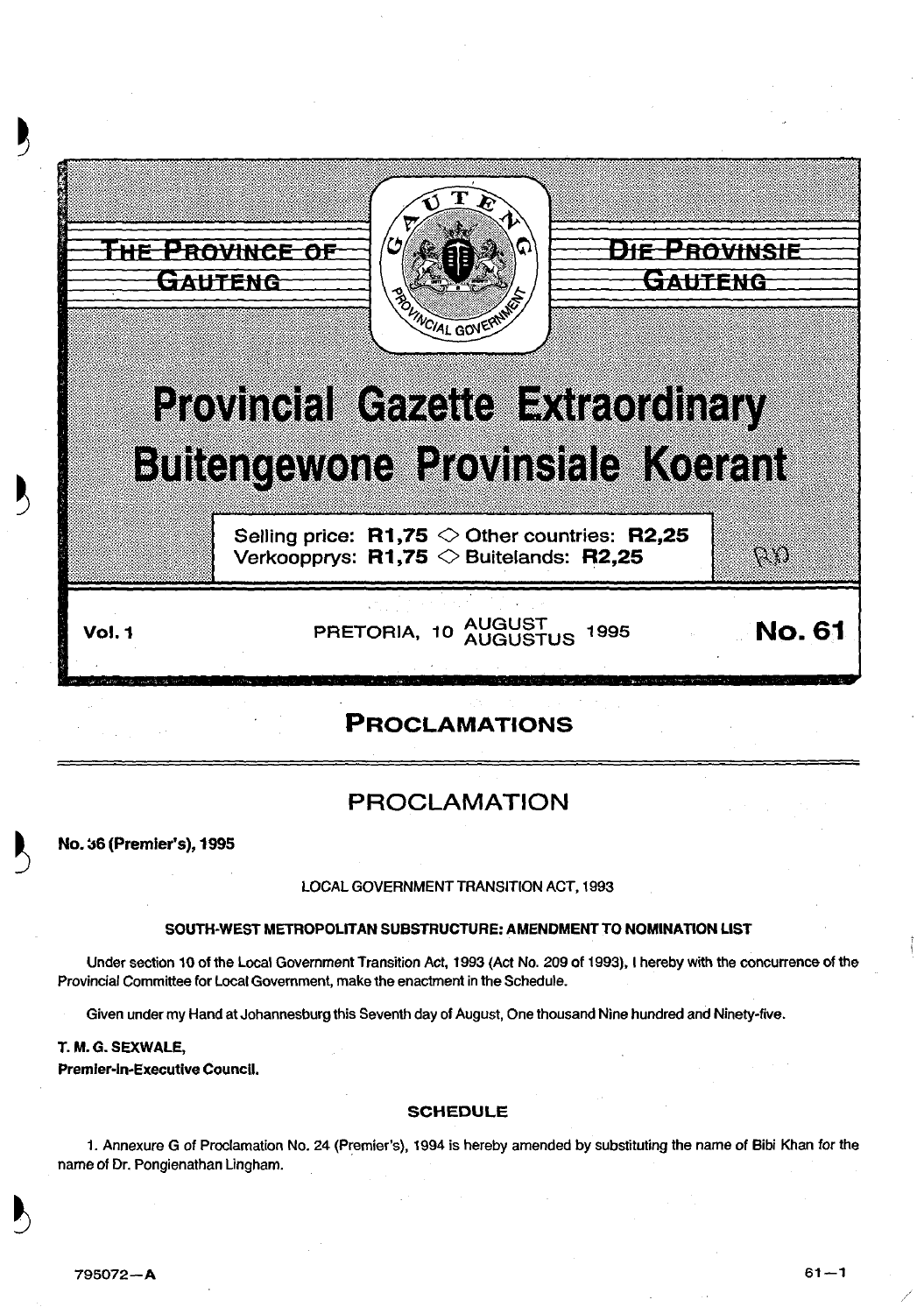# THE PROVINCE OF GAUTENG

# DIE PROVINSIE GAUTENG

# Provincial Gazette Extraordinary

# Buitengewone Provinsiale Koerant

Selling price: **R1,75** ◇ Other countries: **R2,25**
Verkoopprys: **R1,75** ◇ Buitelands: **R2,25**

**Vol. 1** PRETORIA, 10 AUGUST / AUGUSTUS 1995 **No. 61**

## PROCLAMATIONS

## PROCLAMATION

**No. 36 (Premier's), 1995**

LOCAL GOVERNMENT TRANSITION ACT, 1993

**SOUTH-WEST METROPOLITAN SUBSTRUCTURE: AMENDMENT TO NOMINATION LIST**

Under section 10 of the Local Government Transition Act, 1993 (Act No. 209 of 1993), I hereby with the concurrence of the Provincial Committee for Local Government, make the enactment in the Schedule.

Given under my Hand at Johannesburg this Seventh day of August, One thousand Nine hundred and Ninety-five.

**T. M. G. SEXWALE,**
**Premier-in-Executive Council.**

**SCHEDULE**

1. Annexure G of Proclamation No. 24 (Premier's), 1994 is hereby amended by substituting the name of Bibi Khan for the name of Dr. Pongienathan Lingham.

795072—A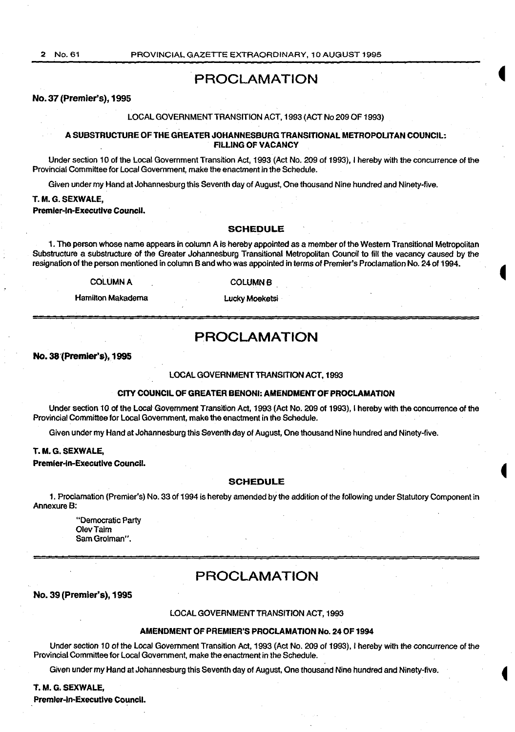# PROCLAMATION

**No. 37 (Premier's), 1995**

LOCAL GOVERNMENT TRANSITION ACT, 1993 (ACT No 209 OF 1993)

**A SUBSTRUCTURE OF THE GREATER JOHANNESBURG TRANSITIONAL METROPOLITAN COUNCIL: FILLING OF VACANCY**

Under section 10 of the Local Government Transition Act, 1993 (Act No. 209 of 1993), I hereby with the concurrence of the Provincial Committee for Local Government, make the enactment in the Schedule.

Given under my Hand at Johannesburg this Seventh day of August, One thousand Nine hundred and Ninety-five.

**T. M. G. SEXWALE,**
**Premier-in-Executive Council.**

## SCHEDULE

1. The person whose name appears in column A is hereby appointed as a member of the Western Transitional Metropolitan Substructure a substructure of the Greater Johannesburg Transitional Metropolitan Council to fill the vacancy caused by the resignation of the person mentioned in column B and who was appointed in terms of Premier's Proclamation No. 24 of 1994.

| COLUMN A | COLUMN B |
|---|---|
| Hamilton Makadema | Lucky Moeketsi |

# PROCLAMATION

**No. 38 (Premier's), 1995**

LOCAL GOVERNMENT TRANSITION ACT, 1993

**CITY COUNCIL OF GREATER BENONI: AMENDMENT OF PROCLAMATION**

Under section 10 of the Local Government Transition Act, 1993 (Act No. 209 of 1993), I hereby with the concurrence of the Provincial Committee for Local Government, make the enactment in the Schedule.

Given under my Hand at Johannesburg this Seventh day of August, One thousand Nine hundred and Ninety-five.

**T. M. G. SEXWALE,**
**Premier-in-Executive Council.**

## SCHEDULE

1. Proclamation (Premier's) No. 33 of 1994 is hereby amended by the addition of the following under Statutory Component in Annexure B:

"Democratic Party
Olev Taim
Sam Grolman".

# PROCLAMATION

**No. 39 (Premier's), 1995**

LOCAL GOVERNMENT TRANSITION ACT, 1993

**AMENDMENT OF PREMIER'S PROCLAMATION No. 24 OF 1994**

Under section 10 of the Local Government Transition Act, 1993 (Act No. 209 of 1993), I hereby with the concurrence of the Provincial Committee for Local Government, make the enactment in the Schedule.

Given under my Hand at Johannesburg this Seventh day of August, One thousand Nine hundred and Ninety-five.

**T. M. G. SEXWALE,**
**Premier-in-Executive Council.**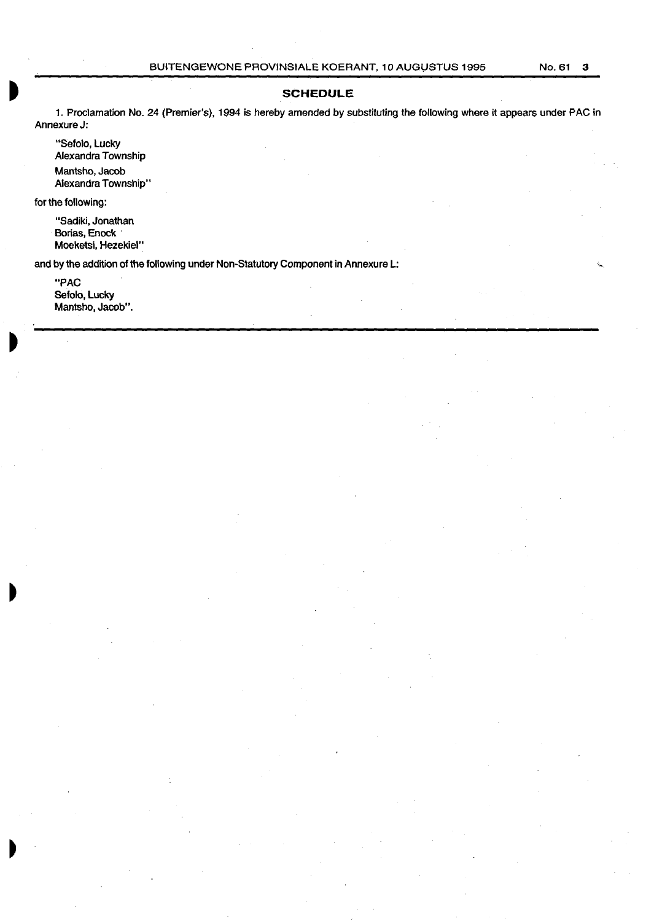## SCHEDULE

1. Proclamation No. 24 (Premier's), 1994 is hereby amended by substituting the following where it appears under PAC in Annexure J:

> "Sefolo, Lucky
> Alexandra Township
> Mantsho, Jacob
> Alexandra Township"

for the following:

> "Sadiki, Jonathan
> Borias, Enock
> Moeketsi, Hezekiel"

and by the addition of the following under Non-Statutory Component in Annexure L:

> "PAC
> Sefolo, Lucky
> Mantsho, Jacob".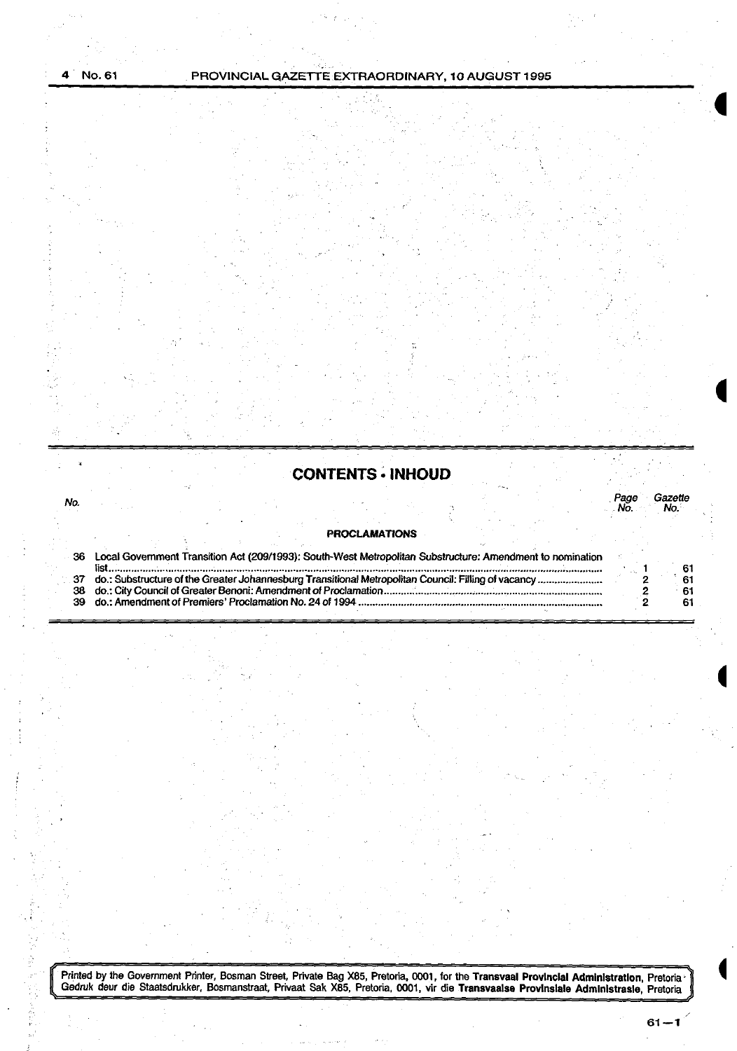## CONTENTS · INHOUD

| No. | | Page No. | Gazette No. |
|---|---|---|---|
| | **PROCLAMATIONS** | | |
| 36 | Local Government Transition Act (209/1993): South-West Metropolitan Substructure: Amendment to nomination list | 1 | 61 |
| 37 | do.: Substructure of the Greater Johannesburg Transitional Metropolitan Council: Filling of vacancy | 2 | 61 |
| 38 | do.: City Council of Greater Benoni: Amendment of Proclamation | 2 | 61 |
| 39 | do.: Amendment of Premiers' Proclamation No. 24 of 1994 | 2 | 61 |

Printed by the Government Printer, Bosman Street, Private Bag X85, Pretoria, 0001, for the **Transvaal Provincial Administration**, Pretoria
Gedruk deur die Staatsdrukker, Bosmanstraat, Privaat Sak X85, Pretoria, 0001, vir die **Transvaalse Provinsiale Administrasie**, Pretoria

61—1